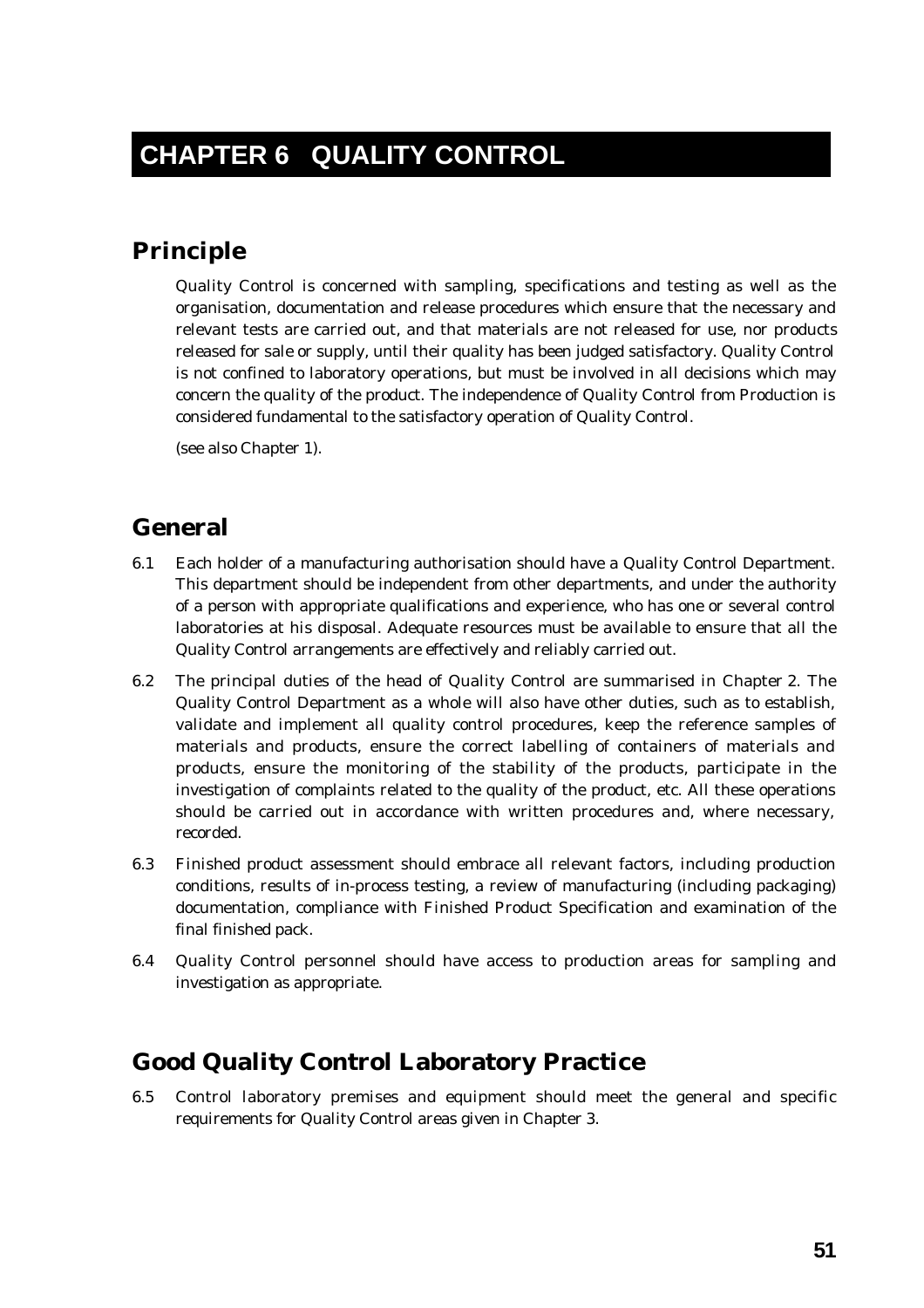# CHAPTER 6 QUALITY CONTROL

## Principle

Quality Control is concerned with sampling, specifications and testing as well as the organisation, documentation and release procedures which ensure that the necessary and relevant tests are carried out, and that materials are not released for use, nor products released for sale or supply, until their quality has been judged satisfactory. Quality Control is not confined to laboratory operations, but must be involved in all decisions which may concern the quality of the product. The independence of Quality Control from Production is considered fundamental to the satisfactory operation of Quality Control.

(see also Chapter 1).

## General

6.1 Each holder of a manufacturing authorisation should have a Quality Control Department. This department should be independent from other departments, and under the authority of a person with appropriate qualifications and experience, who has one or several control laboratories at his disposal. Adequate resources must be available to ensure that all the Quality Control arrangements are effectively and reliably carried out.

6.2 The principal duties of the head of Quality Control are summarised in Chapter 2. The Quality Control Department as a whole will also have other duties, such as to establish, validate and implement all quality control procedures, keep the reference samples of materials and products, ensure the correct labelling of containers of materials and products, ensure the monitoring of the stability of the products, participate in the investigation of complaints related to the quality of the product, etc. All these operations should be carried out in accordance with written procedures and, where necessary, recorded.

6.3 Finished product assessment should embrace all relevant factors, including production conditions, results of in-process testing, a review of manufacturing (including packaging) documentation, compliance with Finished Product Specification and examination of the final finished pack.

6.4 Quality Control personnel should have access to production areas for sampling and investigation as appropriate.

## Good Quality Control Laboratory Practice

6.5 Control laboratory premises and equipment should meet the general and specific requirements for Quality Control areas given in Chapter 3.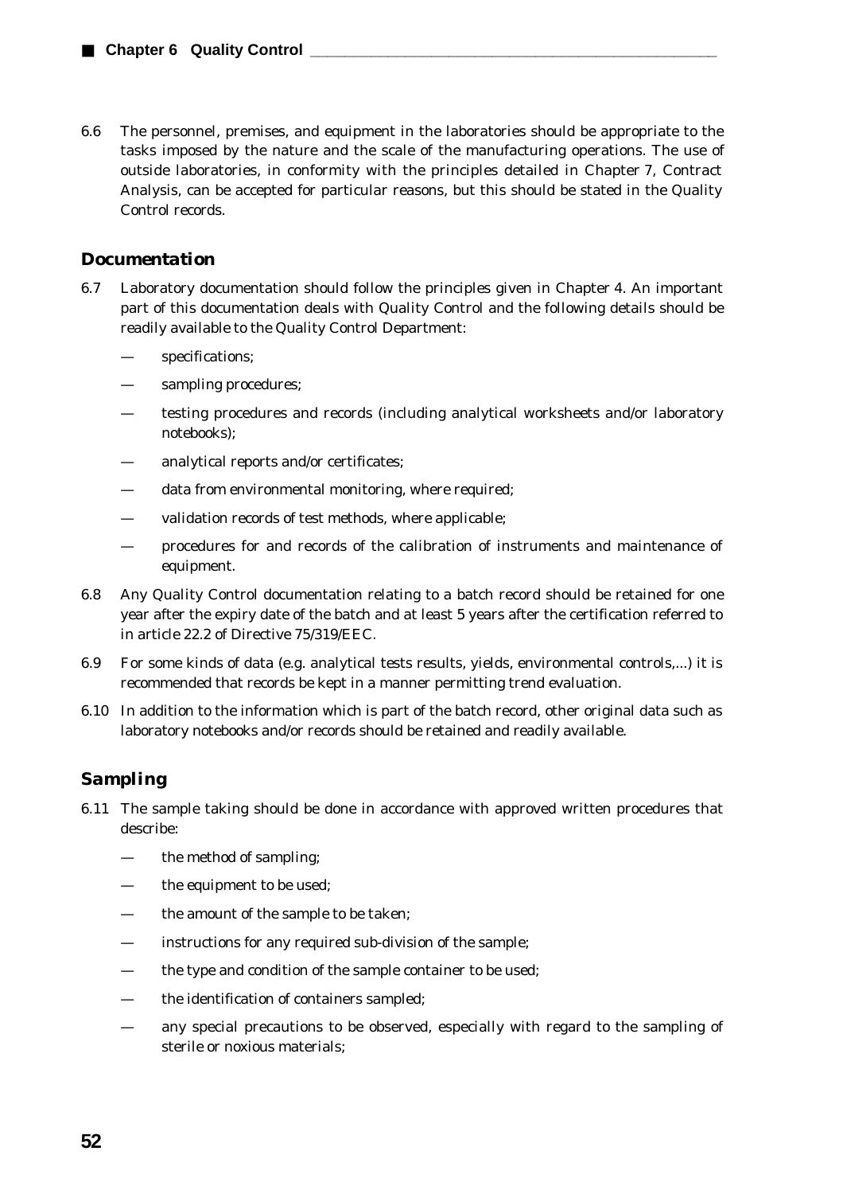6.6 The personnel, premises, and equipment in the laboratories should be appropriate to the tasks imposed by the nature and the scale of the manufacturing operations. The use of outside laboratories, in conformity with the principles detailed in Chapter 7, Contract Analysis, can be accepted for particular reasons, but this should be stated in the Quality Control records.

## Documentation

6.7 Laboratory documentation should follow the principles given in Chapter 4. An important part of this documentation deals with Quality Control and the following details should be readily available to the Quality Control Department:

- specifications;
- sampling procedures;
- testing procedures and records (including analytical worksheets and/or laboratory notebooks);
- analytical reports and/or certificates;
- data from environmental monitoring, where required;
- validation records of test methods, where applicable;
- procedures for and records of the calibration of instruments and maintenance of equipment.

6.8 Any Quality Control documentation relating to a batch record should be retained for one year after the expiry date of the batch and at least 5 years after the certification referred to in article 22.2 of Directive 75/319/EEC.

6.9 For some kinds of data (e.g. analytical tests results, yields, environmental controls,...) it is recommended that records be kept in a manner permitting trend evaluation.

6.10 In addition to the information which is part of the batch record, other original data such as laboratory notebooks and/or records should be retained and readily available.

## Sampling

6.11 The sample taking should be done in accordance with approved written procedures that describe:

- the method of sampling;
- the equipment to be used;
- the amount of the sample to be taken;
- instructions for any required sub-division of the sample;
- the type and condition of the sample container to be used;
- the identification of containers sampled;
- any special precautions to be observed, especially with regard to the sampling of sterile or noxious materials;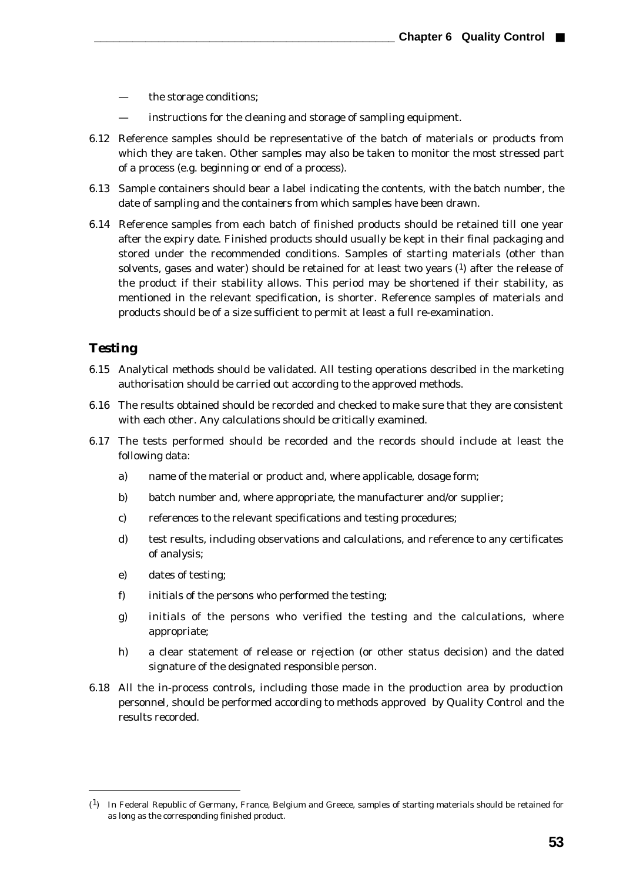— the storage conditions;

— instructions for the cleaning and storage of sampling equipment.

6.12 Reference samples should be representative of the batch of materials or products from which they are taken. Other samples may also be taken to monitor the most stressed part of a process (e.g. beginning or end of a process).

6.13 Sample containers should bear a label indicating the contents, with the batch number, the date of sampling and the containers from which samples have been drawn.

6.14 Reference samples from each batch of finished products should be retained till one year after the expiry date. Finished products should usually be kept in their final packaging and stored under the recommended conditions. Samples of starting materials (other than solvents, gases and water) should be retained for at least two years (1) after the release of the product if their stability allows. This period may be shortened if their stability, as mentioned in the relevant specification, is shorter. Reference samples of materials and products should be of a size sufficient to permit at least a full re-examination.

## Testing

6.15 Analytical methods should be validated. All testing operations described in the marketing authorisation should be carried out according to the approved methods.

6.16 The results obtained should be recorded and checked to make sure that they are consistent with each other. Any calculations should be critically examined.

6.17 The tests performed should be recorded and the records should include at least the following data:

a) name of the material or product and, where applicable, dosage form;

b) batch number and, where appropriate, the manufacturer and/or supplier;

c) references to the relevant specifications and testing procedures;

d) test results, including observations and calculations, and reference to any certificates of analysis;

e) dates of testing;

f) initials of the persons who performed the testing;

g) initials of the persons who verified the testing and the calculations, where appropriate;

h) a clear statement of release or rejection (or other status decision) and the dated signature of the designated responsible person.

6.18 All the in-process controls, including those made in the production area by production personnel, should be performed according to methods approved by Quality Control and the results recorded.

---

(1) In Federal Republic of Germany, France, Belgium and Greece, samples of starting materials should be retained for as long as the corresponding finished product.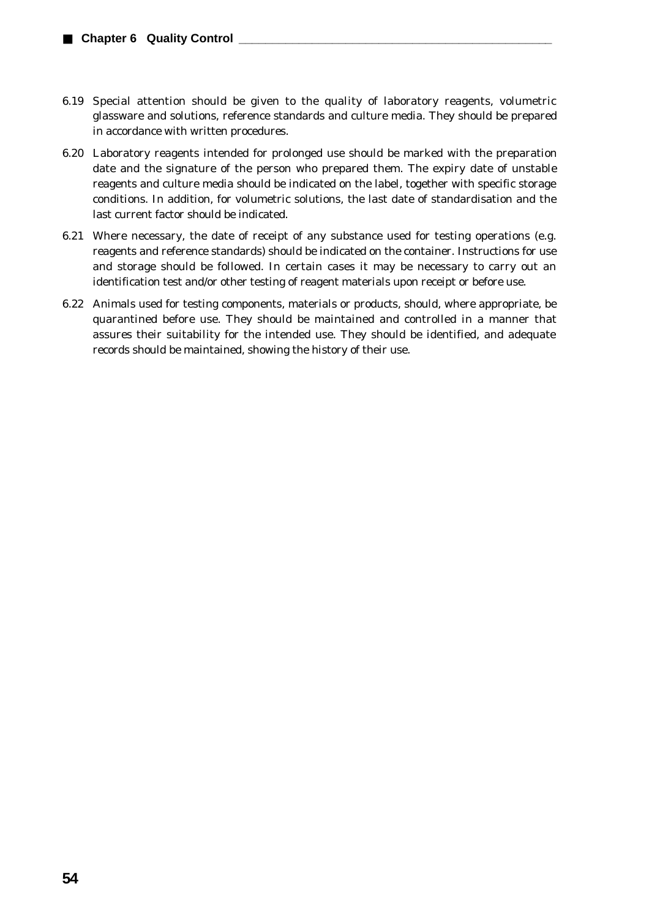6.19 Special attention should be given to the quality of laboratory reagents, volumetric glassware and solutions, reference standards and culture media. They should be prepared in accordance with written procedures.

6.20 Laboratory reagents intended for prolonged use should be marked with the preparation date and the signature of the person who prepared them. The expiry date of unstable reagents and culture media should be indicated on the label, together with specific storage conditions. In addition, for volumetric solutions, the last date of standardisation and the last current factor should be indicated.

6.21 Where necessary, the date of receipt of any substance used for testing operations (e.g. reagents and reference standards) should be indicated on the container. Instructions for use and storage should be followed. In certain cases it may be necessary to carry out an identification test and/or other testing of reagent materials upon receipt or before use.

6.22 Animals used for testing components, materials or products, should, where appropriate, be quarantined before use. They should be maintained and controlled in a manner that assures their suitability for the intended use. They should be identified, and adequate records should be maintained, showing the history of their use.